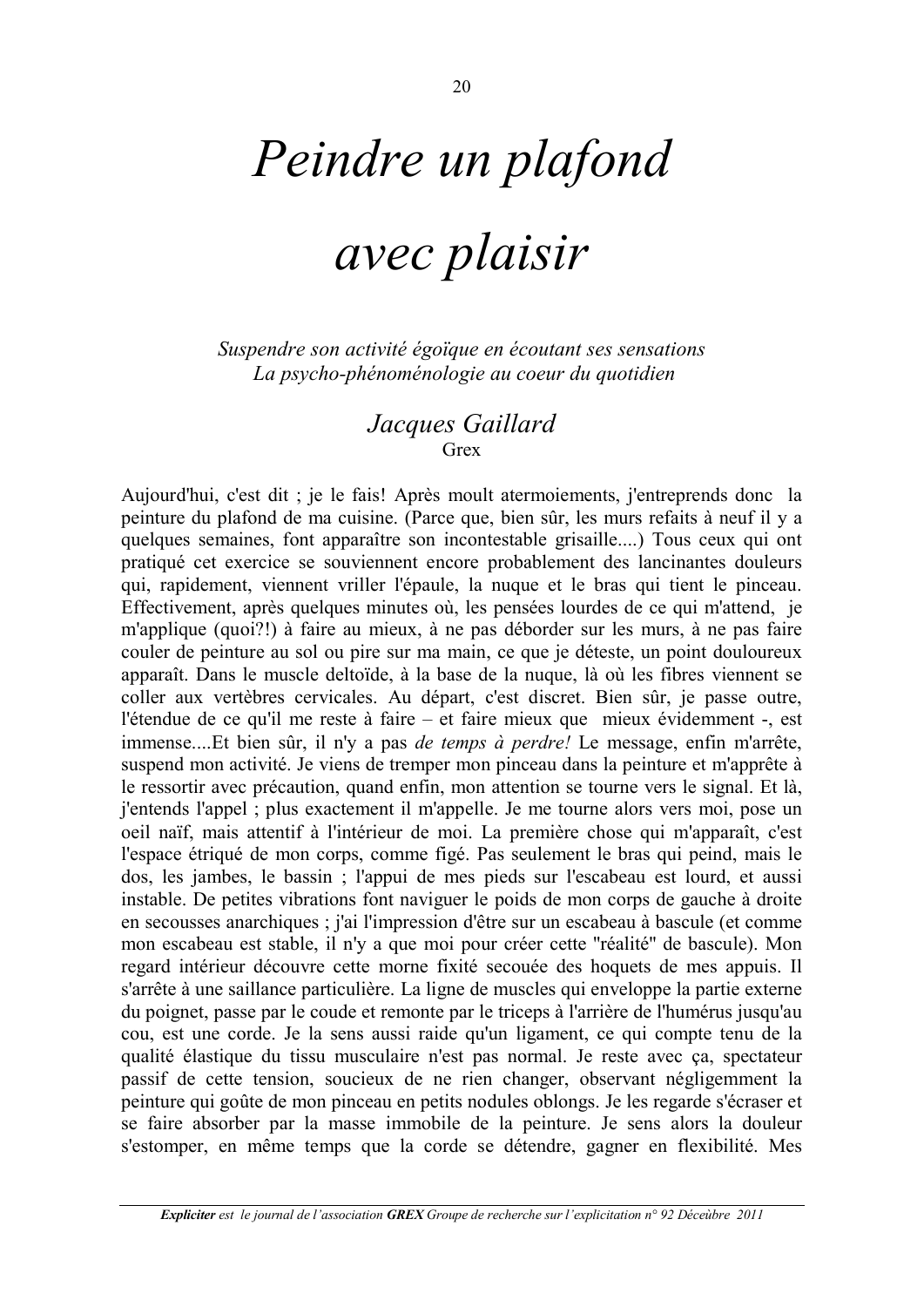# *Peindre un plafond avec plaisir*

*Suspendre son activité égoïque en écoutant ses sensations*
*La psycho-phénoménologie au coeur du quotidien*

## *Jacques Gaillard*

Grex

Aujourd'hui, c'est dit ; je le fais! Après moult atermoiements, j'entreprends donc la peinture du plafond de ma cuisine. (Parce que, bien sûr, les murs refaits à neuf il y a quelques semaines, font apparaître son incontestable grisaille....) Tous ceux qui ont pratiqué cet exercice se souviennent encore probablement des lancinantes douleurs qui, rapidement, viennent vriller l'épaule, la nuque et le bras qui tient le pinceau. Effectivement, après quelques minutes où, les pensées lourdes de ce qui m'attend, je m'applique (quoi?!) à faire au mieux, à ne pas déborder sur les murs, à ne pas faire couler de peinture au sol ou pire sur ma main, ce que je déteste, un point douloureux apparaît. Dans le muscle deltoïde, à la base de la nuque, là où les fibres viennent se coller aux vertèbres cervicales. Au départ, c'est discret. Bien sûr, je passe outre, l'étendue de ce qu'il me reste à faire – et faire mieux que mieux évidemment -, est immense....Et bien sûr, il n'y a pas *de temps à perdre!* Le message, enfin m'arrête, suspend mon activité. Je viens de tremper mon pinceau dans la peinture et m'apprête à le ressortir avec précaution, quand enfin, mon attention se tourne vers le signal. Et là, j'entends l'appel ; plus exactement il m'appelle. Je me tourne alors vers moi, pose un oeil naïf, mais attentif à l'intérieur de moi. La première chose qui m'apparaît, c'est l'espace étriqué de mon corps, comme figé. Pas seulement le bras qui peind, mais le dos, les jambes, le bassin ; l'appui de mes pieds sur l'escabeau est lourd, et aussi instable. De petites vibrations font naviguer le poids de mon corps de gauche à droite en secousses anarchiques ; j'ai l'impression d'être sur un escabeau à bascule (et comme mon escabeau est stable, il n'y a que moi pour créer cette "réalité" de bascule). Mon regard intérieur découvre cette morne fixité secouée des hoquets de mes appuis. Il s'arrête à une saillance particulière. La ligne de muscles qui enveloppe la partie externe du poignet, passe par le coude et remonte par le triceps à l'arrière de l'humérus jusqu'au cou, est une corde. Je la sens aussi raide qu'un ligament, ce qui compte tenu de la qualité élastique du tissu musculaire n'est pas normal. Je reste avec ça, spectateur passif de cette tension, soucieux de ne rien changer, observant négligemment la peinture qui goûte de mon pinceau en petits nodules oblongs. Je les regarde s'écraser et se faire absorber par la masse immobile de la peinture. Je sens alors la douleur s'estomper, en même temps que la corde se détendre, gagner en flexibilité. Mes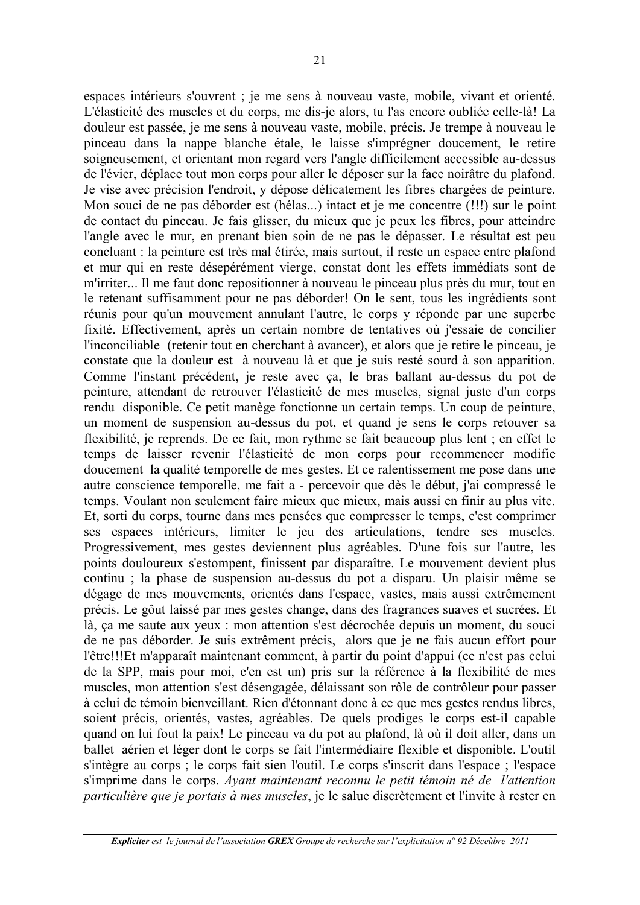espaces intérieurs s'ouvrent ; je me sens à nouveau vaste, mobile, vivant et orienté. L'élasticité des muscles et du corps, me dis-je alors, tu l'as encore oubliée celle-là! La douleur est passée, je me sens à nouveau vaste, mobile, précis. Je trempe à nouveau le pinceau dans la nappe blanche étale, le laisse s'imprégner doucement, le retire soigneusement, et orientant mon regard vers l'angle difficilement accessible au-dessus de l'évier, déplace tout mon corps pour aller le déposer sur la face noirâtre du plafond. Je vise avec précision l'endroit, y dépose délicatement les fibres chargées de peinture. Mon souci de ne pas déborder est (hélas...) intact et je me concentre (!!!) sur le point de contact du pinceau. Je fais glisser, du mieux que je peux les fibres, pour atteindre l'angle avec le mur, en prenant bien soin de ne pas le dépasser. Le résultat est peu concluant : la peinture est très mal étirée, mais surtout, il reste un espace entre plafond et mur qui en reste désepérément vierge, constat dont les effets immédiats sont de m'irriter... Il me faut donc repositionner à nouveau le pinceau plus près du mur, tout en le retenant suffisamment pour ne pas déborder! On le sent, tous les ingrédients sont réunis pour qu'un mouvement annulant l'autre, le corps y réponde par une superbe fixité. Effectivement, après un certain nombre de tentatives où j'essaie de concilier l'inconciliable (retenir tout en cherchant à avancer), et alors que je retire le pinceau, je constate que la douleur est à nouveau là et que je suis resté sourd à son apparition. Comme l'instant précédent, je reste avec ça, le bras ballant au-dessus du pot de peinture, attendant de retrouver l'élasticité de mes muscles, signal juste d'un corps rendu disponible. Ce petit manège fonctionne un certain temps. Un coup de peinture, un moment de suspension au-dessus du pot, et quand je sens le corps retouver sa flexibilité, je reprends. De ce fait, mon rythme se fait beaucoup plus lent ; en effet le temps de laisser revenir l'élasticité de mon corps pour recommencer modifie doucement la qualité temporelle de mes gestes. Et ce ralentissement me pose dans une autre conscience temporelle, me fait a - percevoir que dès le début, j'ai compressé le temps. Voulant non seulement faire mieux que mieux, mais aussi en finir au plus vite. Et, sorti du corps, tourne dans mes pensées que compresser le temps, c'est comprimer ses espaces intérieurs, limiter le jeu des articulations, tendre ses muscles. Progressivement, mes gestes deviennent plus agréables. D'une fois sur l'autre, les points douloureux s'estompent, finissent par disparaître. Le mouvement devient plus continu ; la phase de suspension au-dessus du pot a disparu. Un plaisir même se dégage de mes mouvements, orientés dans l'espace, vastes, mais aussi extrêmement précis. Le gôut laissé par mes gestes change, dans des fragrances suaves et sucrées. Et là, ça me saute aux yeux : mon attention s'est décrochée depuis un moment, du souci de ne pas déborder. Je suis extrêment précis, alors que je ne fais aucun effort pour l'être!!!Et m'apparaît maintenant comment, à partir du point d'appui (ce n'est pas celui de la SPP, mais pour moi, c'en est un) pris sur la référence à la flexibilité de mes muscles, mon attention s'est désengagée, délaissant son rôle de contrôleur pour passer à celui de témoin bienveillant. Rien d'étonnant donc à ce que mes gestes rendus libres, soient précis, orientés, vastes, agréables. De quels prodiges le corps est-il capable quand on lui fout la paix! Le pinceau va du pot au plafond, là où il doit aller, dans un ballet aérien et léger dont le corps se fait l'intermédiaire flexible et disponible. L'outil s'intègre au corps ; le corps fait sien l'outil. Le corps s'inscrit dans l'espace ; l'espace s'imprime dans le corps. *Ayant maintenant reconnu le petit témoin né de l'attention particulière que je portais à mes muscles*, je le salue discrètement et l'invite à rester en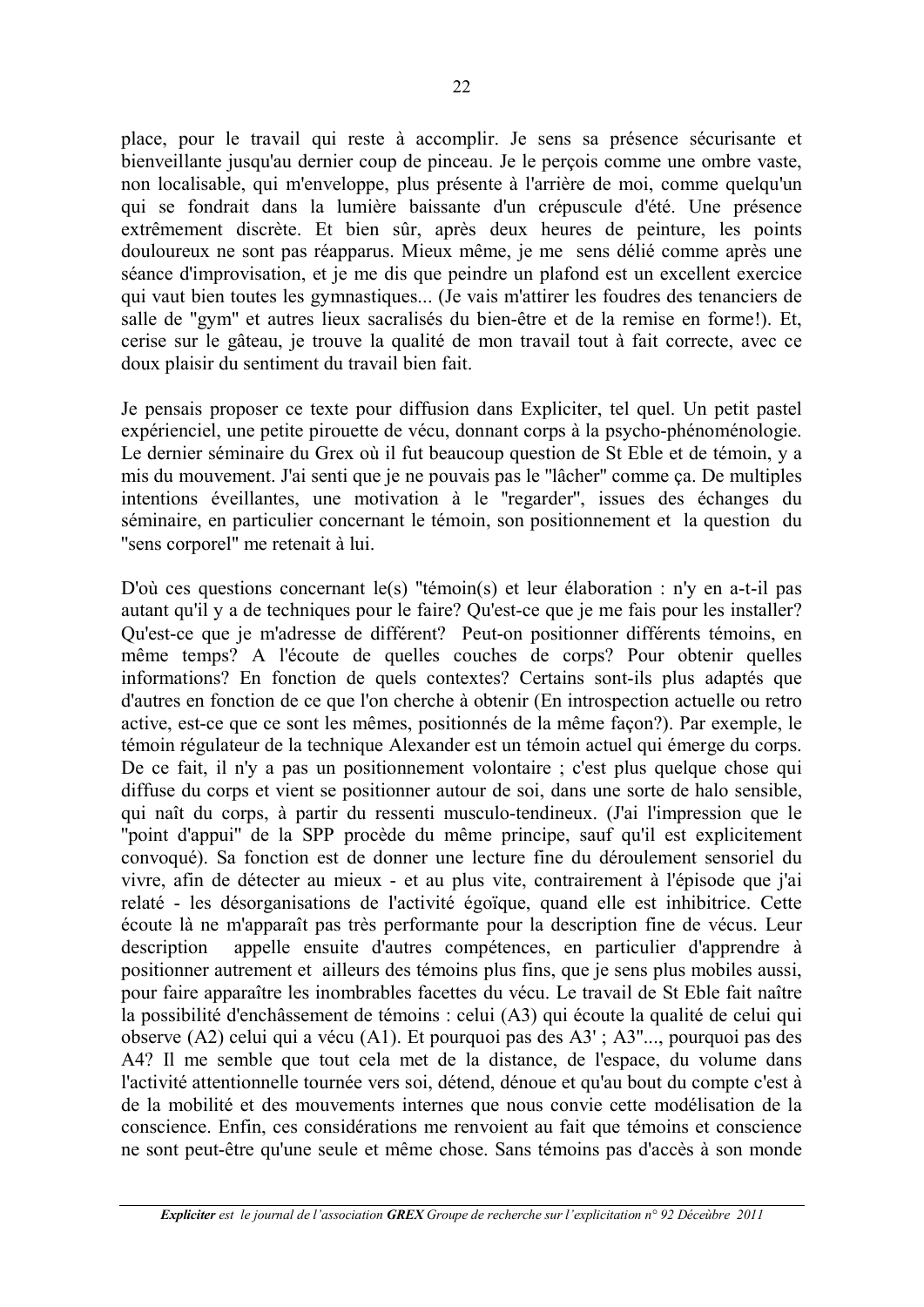place, pour le travail qui reste à accomplir. Je sens sa présence sécurisante et bienveillante jusqu'au dernier coup de pinceau. Je le perçois comme une ombre vaste, non localisable, qui m'enveloppe, plus présente à l'arrière de moi, comme quelqu'un qui se fondrait dans la lumière baissante d'un crépuscule d'été. Une présence extrêmement discrète. Et bien sûr, après deux heures de peinture, les points douloureux ne sont pas réapparus. Mieux même, je me sens délié comme après une séance d'improvisation, et je me dis que peindre un plafond est un excellent exercice qui vaut bien toutes les gymnastiques... (Je vais m'attirer les foudres des tenanciers de salle de "gym" et autres lieux sacralisés du bien-être et de la remise en forme!). Et, cerise sur le gâteau, je trouve la qualité de mon travail tout à fait correcte, avec ce doux plaisir du sentiment du travail bien fait.

Je pensais proposer ce texte pour diffusion dans Expliciter, tel quel. Un petit pastel expérienciel, une petite pirouette de vécu, donnant corps à la psycho-phénoménologie. Le dernier séminaire du Grex où il fut beaucoup question de St Eble et de témoin, y a mis du mouvement. J'ai senti que je ne pouvais pas le "lâcher" comme ça. De multiples intentions éveillantes, une motivation à le "regarder", issues des échanges du séminaire, en particulier concernant le témoin, son positionnement et la question du "sens corporel" me retenait à lui.

D'où ces questions concernant le(s) "témoin(s) et leur élaboration : n'y en a-t-il pas autant qu'il y a de techniques pour le faire? Qu'est-ce que je me fais pour les installer? Qu'est-ce que je m'adresse de différent? Peut-on positionner différents témoins, en même temps? A l'écoute de quelles couches de corps? Pour obtenir quelles informations? En fonction de quels contextes? Certains sont-ils plus adaptés que d'autres en fonction de ce que l'on cherche à obtenir (En introspection actuelle ou retro active, est-ce que ce sont les mêmes, positionnés de la même façon?). Par exemple, le témoin régulateur de la technique Alexander est un témoin actuel qui émerge du corps. De ce fait, il n'y a pas un positionnement volontaire ; c'est plus quelque chose qui diffuse du corps et vient se positionner autour de soi, dans une sorte de halo sensible, qui naît du corps, à partir du ressenti musculo-tendineux. (J'ai l'impression que le "point d'appui" de la SPP procède du même principe, sauf qu'il est explicitement convoqué). Sa fonction est de donner une lecture fine du déroulement sensoriel du vivre, afin de détecter au mieux - et au plus vite, contrairement à l'épisode que j'ai relaté - les désorganisations de l'activité égoïque, quand elle est inhibitrice. Cette écoute là ne m'apparaît pas très performante pour la description fine de vécus. Leur description appelle ensuite d'autres compétences, en particulier d'apprendre à positionner autrement et ailleurs des témoins plus fins, que je sens plus mobiles aussi, pour faire apparaître les inombrables facettes du vécu. Le travail de St Eble fait naître la possibilité d'enchâssement de témoins : celui (A3) qui écoute la qualité de celui qui observe (A2) celui qui a vécu (A1). Et pourquoi pas des A3' ; A3"..., pourquoi pas des A4? Il me semble que tout cela met de la distance, de l'espace, du volume dans l'activité attentionnelle tournée vers soi, détend, dénoue et qu'au bout du compte c'est à de la mobilité et des mouvements internes que nous convie cette modélisation de la conscience. Enfin, ces considérations me renvoient au fait que témoins et conscience ne sont peut-être qu'une seule et même chose. Sans témoins pas d'accès à son monde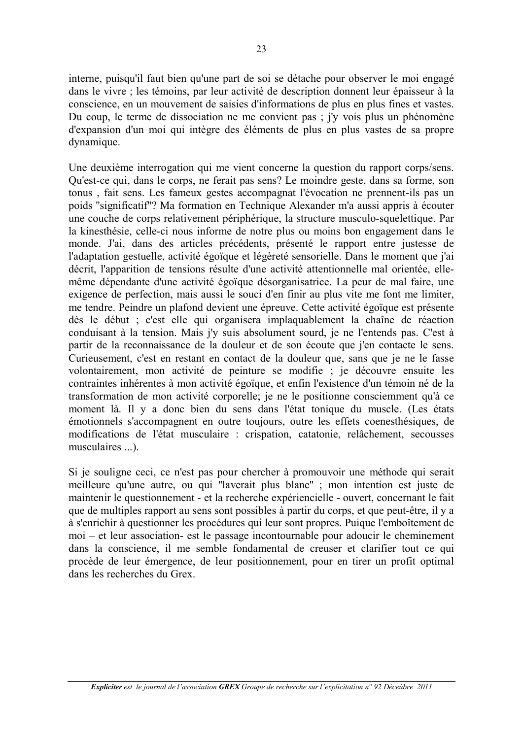interne, puisqu'il faut bien qu'une part de soi se détache pour observer le moi engagé dans le vivre ; les témoins, par leur activité de description donnent leur épaisseur à la conscience, en un mouvement de saisies d'informations de plus en plus fines et vastes. Du coup, le terme de dissociation ne me convient pas ; j'y vois plus un phénomène d'expansion d'un moi qui intègre des éléments de plus en plus vastes de sa propre dynamique.

Une deuxième interrogation qui me vient concerne la question du rapport corps/sens. Qu'est-ce qui, dans le corps, ne ferait pas sens? Le moindre geste, dans sa forme, son tonus , fait sens. Les fameux gestes accompagnat l'évocation ne prennent-ils pas un poids "significatif"? Ma formation en Technique Alexander m'a aussi appris à écouter une couche de corps relativement périphérique, la structure musculo-squelettique. Par la kinesthésie, celle-ci nous informe de notre plus ou moins bon engagement dans le monde. J'ai, dans des articles précédents, présenté le rapport entre justesse de l'adaptation gestuelle, activité égoïque et légèreté sensorielle. Dans le moment que j'ai décrit, l'apparition de tensions résulte d'une activité attentionnelle mal orientée, elle-même dépendante d'une activité égoïque désorganisatrice. La peur de mal faire, une exigence de perfection, mais aussi le souci d'en finir au plus vite me font me limiter, me tendre. Peindre un plafond devient une épreuve. Cette activité égoïque est présente dès le début ; c'est elle qui organisera implaquablement la chaîne de réaction conduisant à la tension. Mais j'y suis absolument sourd, je ne l'entends pas. C'est à partir de la reconnaissance de la douleur et de son écoute que j'en contacte le sens. Curieusement, c'est en restant en contact de la douleur que, sans que je ne le fasse volontairement, mon activité de peinture se modifie ; je découvre ensuite les contraintes inhérentes à mon activité égoïque, et enfin l'existence d'un témoin né de la transformation de mon activité corporelle; je ne le positionne consciemment qu'à ce moment là. Il y a donc bien du sens dans l'état tonique du muscle. (Les états émotionnels s'accompagnent en outre toujours, outre les effets coenesthésiques, de modifications de l'état musculaire : crispation, catatonie, relâchement, secousses musculaires ...).

Si je souligne ceci, ce n'est pas pour chercher à promouvoir une méthode qui serait meilleure qu'une autre, ou qui "laverait plus blanc" ; mon intention est juste de maintenir le questionnement - et la recherche expériencielle - ouvert, concernant le fait que de multiples rapport au sens sont possibles à partir du corps, et que peut-être, il y a à s'enrichir à questionner les procédures qui leur sont propres. Puique l'emboîtement de moi – et leur association- est le passage incontournable pour adoucir le cheminement dans la conscience, il me semble fondamental de creuser et clarifier tout ce qui procède de leur émergence, de leur positionnement, pour en tirer un profit optimal dans les recherches du Grex.